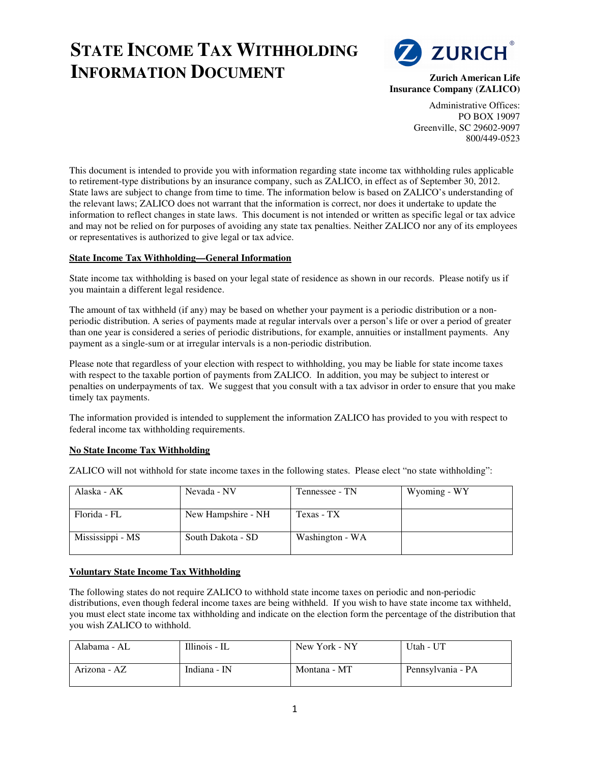# STATE INCOME TAX WITHHOLDING INFORMATION DOCUMENT

**ZURICH**

**Zurich American Life Insurance Company (ZALICO)**

Administrative Offices:
PO BOX 19097
Greenville, SC 29602-9097
800/449-0523

This document is intended to provide you with information regarding state income tax withholding rules applicable to retirement-type distributions by an insurance company, such as ZALICO, in effect as of September 30, 2012. State laws are subject to change from time to time. The information below is based on ZALICO's understanding of the relevant laws; ZALICO does not warrant that the information is correct, nor does it undertake to update the information to reflect changes in state laws. This document is not intended or written as specific legal or tax advice and may not be relied on for purposes of avoiding any state tax penalties. Neither ZALICO nor any of its employees or representatives is authorized to give legal or tax advice.

**State Income Tax Withholding—General Information**

State income tax withholding is based on your legal state of residence as shown in our records. Please notify us if you maintain a different legal residence.

The amount of tax withheld (if any) may be based on whether your payment is a periodic distribution or a non-periodic distribution. A series of payments made at regular intervals over a person's life or over a period of greater than one year is considered a series of periodic distributions, for example, annuities or installment payments. Any payment as a single-sum or at irregular intervals is a non-periodic distribution.

Please note that regardless of your election with respect to withholding, you may be liable for state income taxes with respect to the taxable portion of payments from ZALICO. In addition, you may be subject to interest or penalties on underpayments of tax. We suggest that you consult with a tax advisor in order to ensure that you make timely tax payments.

The information provided is intended to supplement the information ZALICO has provided to you with respect to federal income tax withholding requirements.

**No State Income Tax Withholding**

ZALICO will not withhold for state income taxes in the following states. Please elect "no state withholding":

| Alaska - AK | Nevada - NV | Tennessee - TN | Wyoming - WY |
|---|---|---|---|
| Florida - FL | New Hampshire - NH | Texas - TX | |
| Mississippi - MS | South Dakota - SD | Washington - WA | |

**Voluntary State Income Tax Withholding**

The following states do not require ZALICO to withhold state income taxes on periodic and non-periodic distributions, even though federal income taxes are being withheld. If you wish to have state income tax withheld, you must elect state income tax withholding and indicate on the election form the percentage of the distribution that you wish ZALICO to withhold.

| Alabama - AL | Illinois - IL | New York - NY | Utah - UT |
|---|---|---|---|
| Arizona - AZ | Indiana - IN | Montana - MT | Pennsylvania - PA |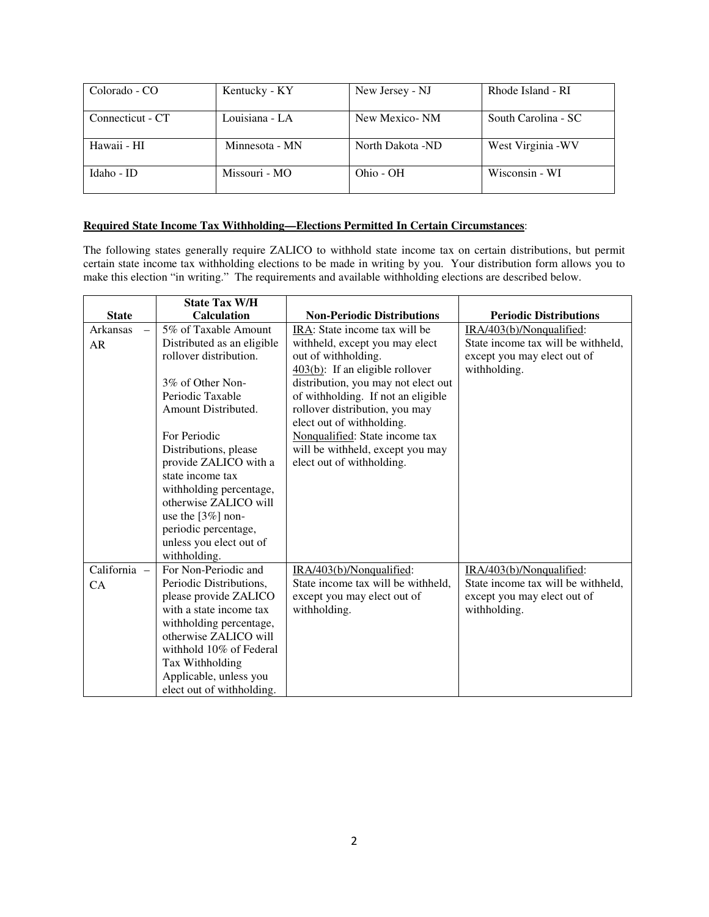| Colorado - CO | Kentucky - KY | New Jersey - NJ | Rhode Island - RI |
|---|---|---|---|
| Connecticut - CT | Louisiana - LA | New Mexico- NM | South Carolina - SC |
| Hawaii - HI | Minnesota - MN | North Dakota -ND | West Virginia -WV |
| Idaho - ID | Missouri - MO | Ohio - OH | Wisconsin - WI |

**Required State Income Tax Withholding—Elections Permitted In Certain Circumstances**:

The following states generally require ZALICO to withhold state income tax on certain distributions, but permit certain state income tax withholding elections to be made in writing by you. Your distribution form allows you to make this election "in writing." The requirements and available withholding elections are described below.

| State | State Tax W/H Calculation | Non-Periodic Distributions | Periodic Distributions |
|---|---|---|---|
| Arkansas – AR | 5% of Taxable Amount Distributed as an eligible rollover distribution.<br><br>3% of Other Non-Periodic Taxable Amount Distributed.<br><br>For Periodic Distributions, please provide ZALICO with a state income tax withholding percentage, otherwise ZALICO will use the [3%] non-periodic percentage, unless you elect out of withholding. | IRA: State income tax will be withheld, except you may elect out of withholding.<br>403(b): If an eligible rollover distribution, you may not elect out of withholding. If not an eligible rollover distribution, you may elect out of withholding.<br>Nonqualified: State income tax will be withheld, except you may elect out of withholding. | IRA/403(b)/Nonqualified: State income tax will be withheld, except you may elect out of withholding. |
| California – CA | For Non-Periodic and Periodic Distributions, please provide ZALICO with a state income tax withholding percentage, otherwise ZALICO will withhold 10% of Federal Tax Withholding Applicable, unless you elect out of withholding. | IRA/403(b)/Nonqualified: State income tax will be withheld, except you may elect out of withholding. | IRA/403(b)/Nonqualified: State income tax will be withheld, except you may elect out of withholding. |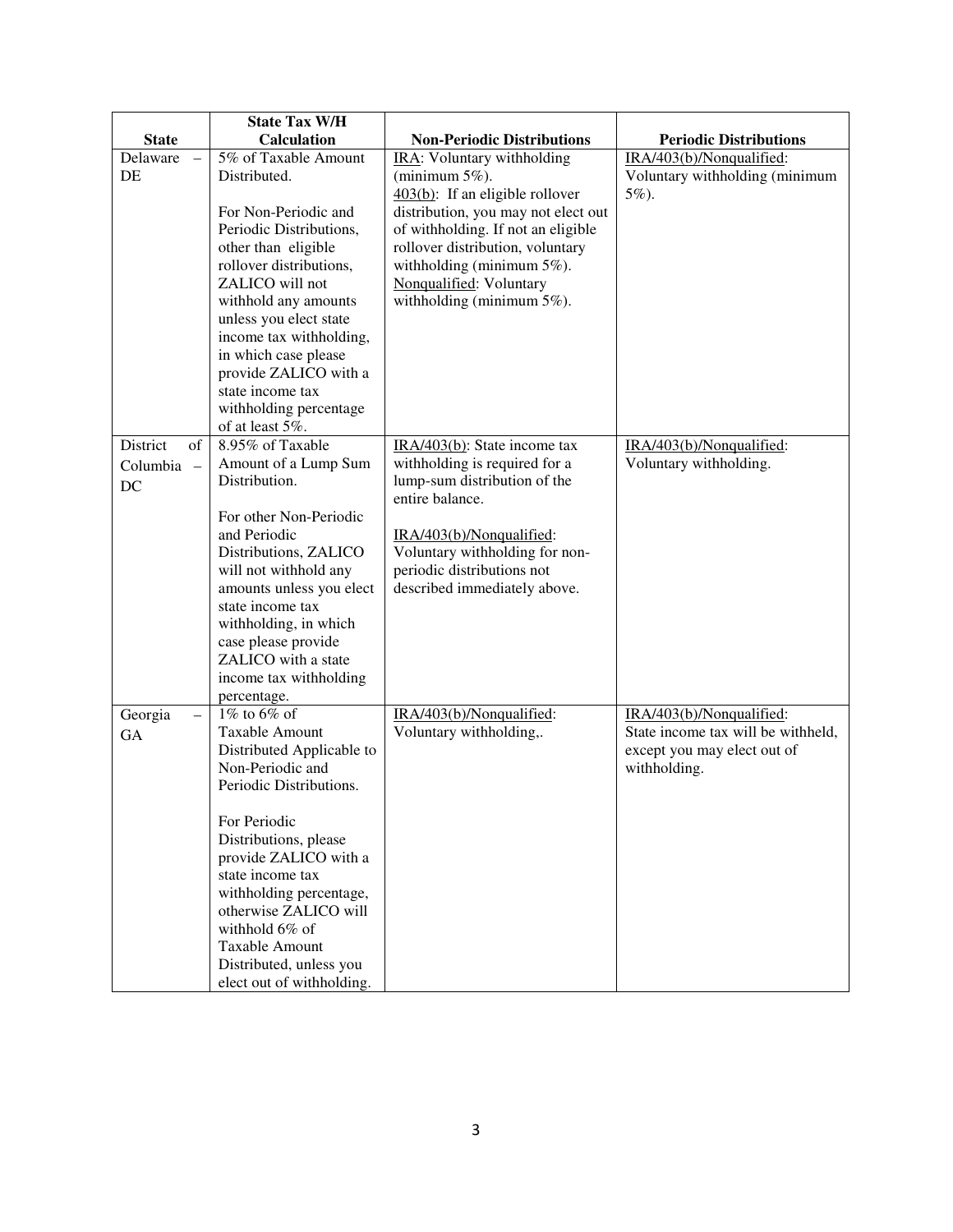| State | State Tax W/H Calculation | Non-Periodic Distributions | Periodic Distributions |
|---|---|---|---|
| Delaware – DE | 5% of Taxable Amount Distributed.<br><br>For Non-Periodic and Periodic Distributions, other than eligible rollover distributions, ZALICO will not withhold any amounts unless you elect state income tax withholding, in which case please provide ZALICO with a state income tax withholding percentage of at least 5%. | <u>IRA</u>: Voluntary withholding (minimum 5%).<br><u>403(b)</u>: If an eligible rollover distribution, you may not elect out of withholding. If not an eligible rollover distribution, voluntary withholding (minimum 5%).<br><u>Nonqualified</u>: Voluntary withholding (minimum 5%). | <u>IRA/403(b)/Nonqualified</u>: Voluntary withholding (minimum 5%). |
| District of Columbia – DC | 8.95% of Taxable Amount of a Lump Sum Distribution.<br><br>For other Non-Periodic and Periodic Distributions, ZALICO will not withhold any amounts unless you elect state income tax withholding, in which case please provide ZALICO with a state income tax withholding percentage. | <u>IRA/403(b)</u>: State income tax withholding is required for a lump-sum distribution of the entire balance.<br><br><u>IRA/403(b)/Nonqualified</u>: Voluntary withholding for non-periodic distributions not described immediately above. | <u>IRA/403(b)/Nonqualified</u>: Voluntary withholding. |
| Georgia – GA | 1% to 6% of Taxable Amount Distributed Applicable to Non-Periodic and Periodic Distributions.<br><br>For Periodic Distributions, please provide ZALICO with a state income tax withholding percentage, otherwise ZALICO will withhold 6% of Taxable Amount Distributed, unless you elect out of withholding. | <u>IRA/403(b)/Nonqualified</u>: Voluntary withholding,. | <u>IRA/403(b)/Nonqualified</u>: State income tax will be withheld, except you may elect out of withholding. |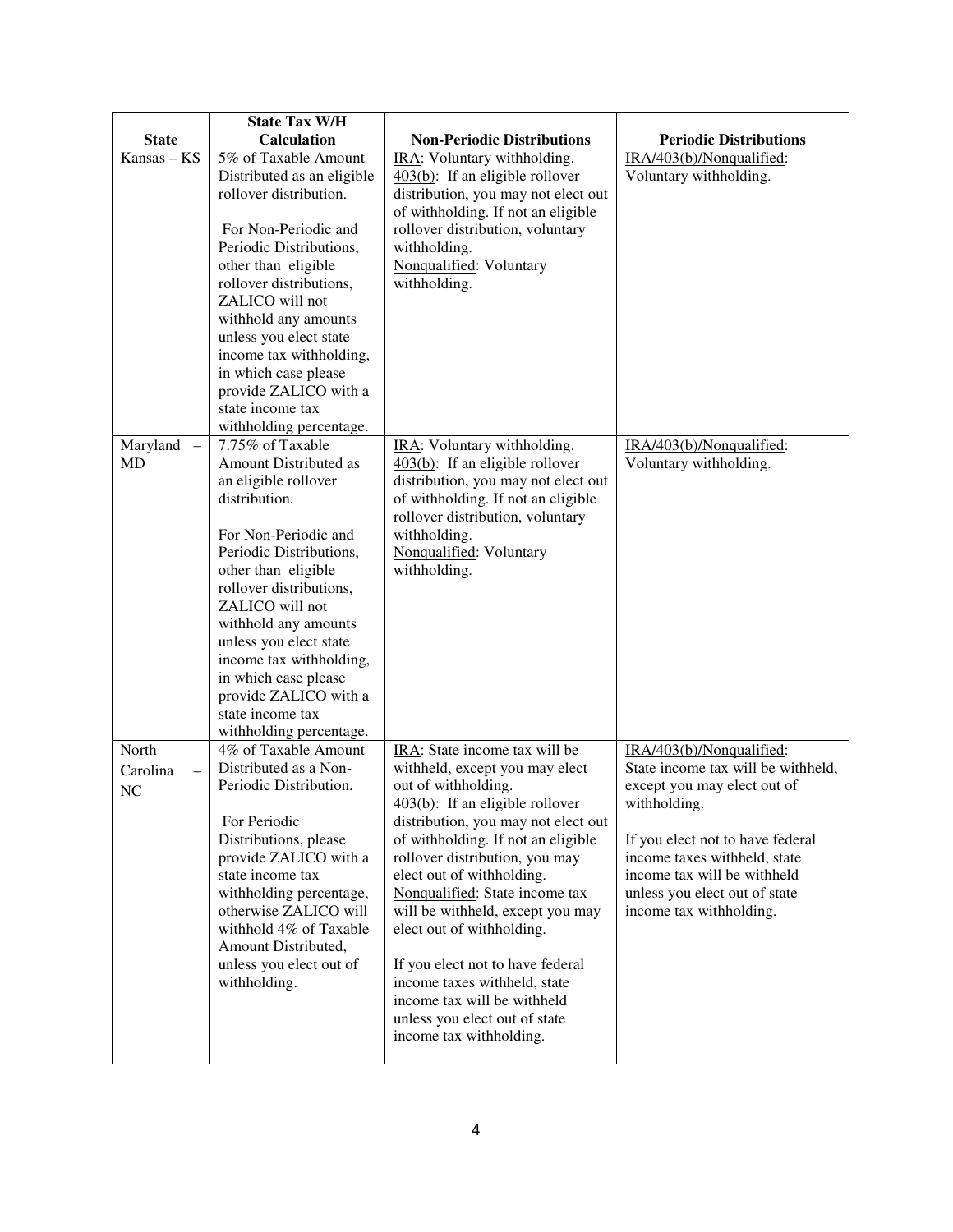| State | State Tax W/H Calculation | Non-Periodic Distributions | Periodic Distributions |
|---|---|---|---|
| Kansas – KS | 5% of Taxable Amount Distributed as an eligible rollover distribution.<br><br>For Non-Periodic and Periodic Distributions, other than eligible rollover distributions, ZALICO will not withhold any amounts unless you elect state income tax withholding, in which case please provide ZALICO with a state income tax withholding percentage. | IRA: Voluntary withholding.<br>403(b): If an eligible rollover distribution, you may not elect out of withholding. If not an eligible rollover distribution, voluntary withholding.<br>Nonqualified: Voluntary withholding. | IRA/403(b)/Nonqualified: Voluntary withholding. |
| Maryland – MD | 7.75% of Taxable Amount Distributed as an eligible rollover distribution.<br><br>For Non-Periodic and Periodic Distributions, other than eligible rollover distributions, ZALICO will not withhold any amounts unless you elect state income tax withholding, in which case please provide ZALICO with a state income tax withholding percentage. | IRA: Voluntary withholding.<br>403(b): If an eligible rollover distribution, you may not elect out of withholding. If not an eligible rollover distribution, voluntary withholding.<br>Nonqualified: Voluntary withholding. | IRA/403(b)/Nonqualified: Voluntary withholding. |
| North Carolina – NC | 4% of Taxable Amount Distributed as a Non-Periodic Distribution.<br><br>For Periodic Distributions, please provide ZALICO with a state income tax withholding percentage, otherwise ZALICO will withhold 4% of Taxable Amount Distributed, unless you elect out of withholding. | IRA: State income tax will be withheld, except you may elect out of withholding.<br>403(b): If an eligible rollover distribution, you may not elect out of withholding. If not an eligible rollover distribution, you may elect out of withholding.<br>Nonqualified: State income tax will be withheld, except you may elect out of withholding.<br><br>If you elect not to have federal income taxes withheld, state income tax will be withheld unless you elect out of state income tax withholding. | IRA/403(b)/Nonqualified: State income tax will be withheld, except you may elect out of withholding.<br><br>If you elect not to have federal income taxes withheld, state income tax will be withheld unless you elect out of state income tax withholding. |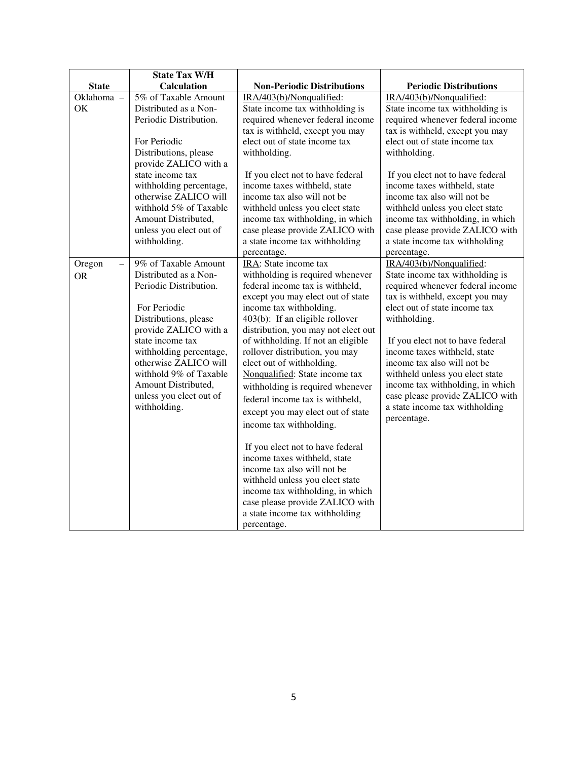| State | State Tax W/H Calculation | Non-Periodic Distributions | Periodic Distributions |
|---|---|---|---|
| Oklahoma – OK | 5% of Taxable Amount Distributed as a Non-Periodic Distribution.<br><br>For Periodic Distributions, please provide ZALICO with a state income tax withholding percentage, otherwise ZALICO will withhold 5% of Taxable Amount Distributed, unless you elect out of withholding. | IRA/403(b)/Nonqualified: State income tax withholding is required whenever federal income tax is withheld, except you may elect out of state income tax withholding.<br><br>If you elect not to have federal income taxes withheld, state income tax also will not be withheld unless you elect state income tax withholding, in which case please provide ZALICO with a state income tax withholding percentage. | IRA/403(b)/Nonqualified: State income tax withholding is required whenever federal income tax is withheld, except you may elect out of state income tax withholding.<br><br>If you elect not to have federal income taxes withheld, state income tax also will not be withheld unless you elect state income tax withholding, in which case please provide ZALICO with a state income tax withholding percentage. |
| Oregon – OR | 9% of Taxable Amount Distributed as a Non-Periodic Distribution.<br><br>For Periodic Distributions, please provide ZALICO with a state income tax withholding percentage, otherwise ZALICO will withhold 9% of Taxable Amount Distributed, unless you elect out of withholding. | IRA: State income tax withholding is required whenever federal income tax is withheld, except you may elect out of state income tax withholding.<br>403(b): If an eligible rollover distribution, you may not elect out of withholding. If not an eligible rollover distribution, you may elect out of withholding.<br>Nonqualified: State income tax withholding is required whenever federal income tax is withheld, except you may elect out of state income tax withholding.<br><br>If you elect not to have federal income taxes withheld, state income tax also will not be withheld unless you elect state income tax withholding, in which case please provide ZALICO with a state income tax withholding percentage. | IRA/403(b)/Nonqualified: State income tax withholding is required whenever federal income tax is withheld, except you may elect out of state income tax withholding.<br><br>If you elect not to have federal income taxes withheld, state income tax also will not be withheld unless you elect state income tax withholding, in which case please provide ZALICO with a state income tax withholding percentage. |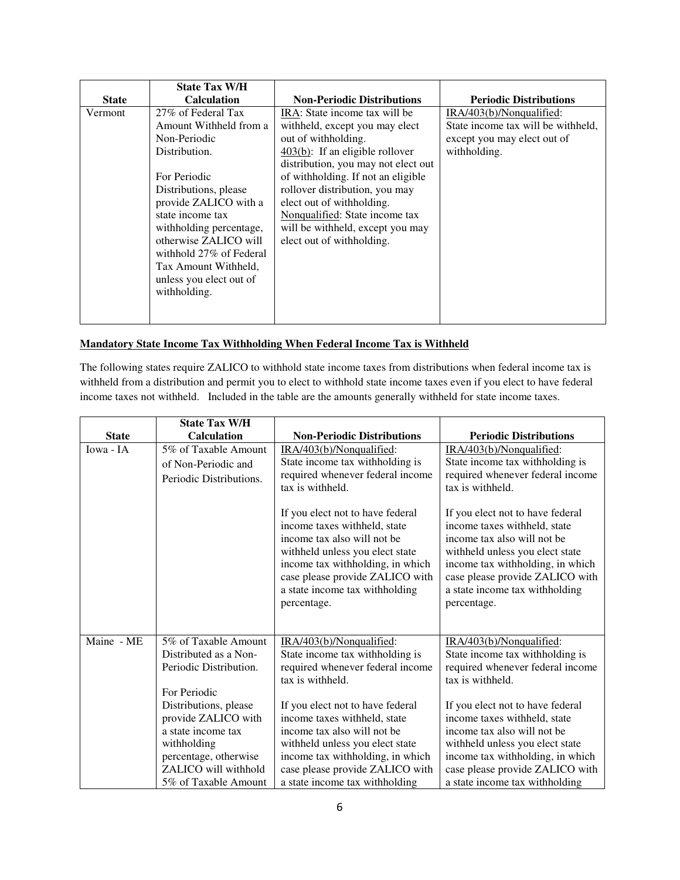| State | State Tax W/H Calculation | Non-Periodic Distributions | Periodic Distributions |
| --- | --- | --- | --- |
| Vermont | 27% of Federal Tax Amount Withheld from a Non-Periodic Distribution.<br><br>For Periodic Distributions, please provide ZALICO with a state income tax withholding percentage, otherwise ZALICO will withhold 27% of Federal Tax Amount Withheld, unless you elect out of withholding. | <u>IRA</u>: State income tax will be withheld, except you may elect out of withholding.<br><u>403(b)</u>: If an eligible rollover distribution, you may not elect out of withholding. If not an eligible rollover distribution, you may elect out of withholding.<br><u>Nonqualified</u>: State income tax will be withheld, except you may elect out of withholding. | <u>IRA/403(b)/Nonqualified</u>: State income tax will be withheld, except you may elect out of withholding. |

**<u>Mandatory State Income Tax Withholding When Federal Income Tax is Withheld</u>**

The following states require ZALICO to withhold state income taxes from distributions when federal income tax is withheld from a distribution and permit you to elect to withhold state income taxes even if you elect to have federal income taxes not withheld. Included in the table are the amounts generally withheld for state income taxes.

| State | State Tax W/H Calculation | Non-Periodic Distributions | Periodic Distributions |
| --- | --- | --- | --- |
| Iowa - IA | 5% of Taxable Amount of Non-Periodic and Periodic Distributions. | <u>IRA/403(b)/Nonqualified</u>: State income tax withholding is required whenever federal income tax is withheld.<br><br>If you elect not to have federal income taxes withheld, state income tax also will not be withheld unless you elect state income tax withholding, in which case please provide ZALICO with a state income tax withholding percentage. | <u>IRA/403(b)/Nonqualified</u>: State income tax withholding is required whenever federal income tax is withheld.<br><br>If you elect not to have federal income taxes withheld, state income tax also will not be withheld unless you elect state income tax withholding, in which case please provide ZALICO with a state income tax withholding percentage. |
| Maine - ME | 5% of Taxable Amount Distributed as a Non-Periodic Distribution.<br><br>For Periodic Distributions, please provide ZALICO with a state income tax withholding percentage, otherwise ZALICO will withhold 5% of Taxable Amount | <u>IRA/403(b)/Nonqualified</u>: State income tax withholding is required whenever federal income tax is withheld.<br><br>If you elect not to have federal income taxes withheld, state income tax also will not be withheld unless you elect state income tax withholding, in which case please provide ZALICO with a state income tax withholding | <u>IRA/403(b)/Nonqualified</u>: State income tax withholding is required whenever federal income tax is withheld.<br><br>If you elect not to have federal income taxes withheld, state income tax also will not be withheld unless you elect state income tax withholding, in which case please provide ZALICO with a state income tax withholding |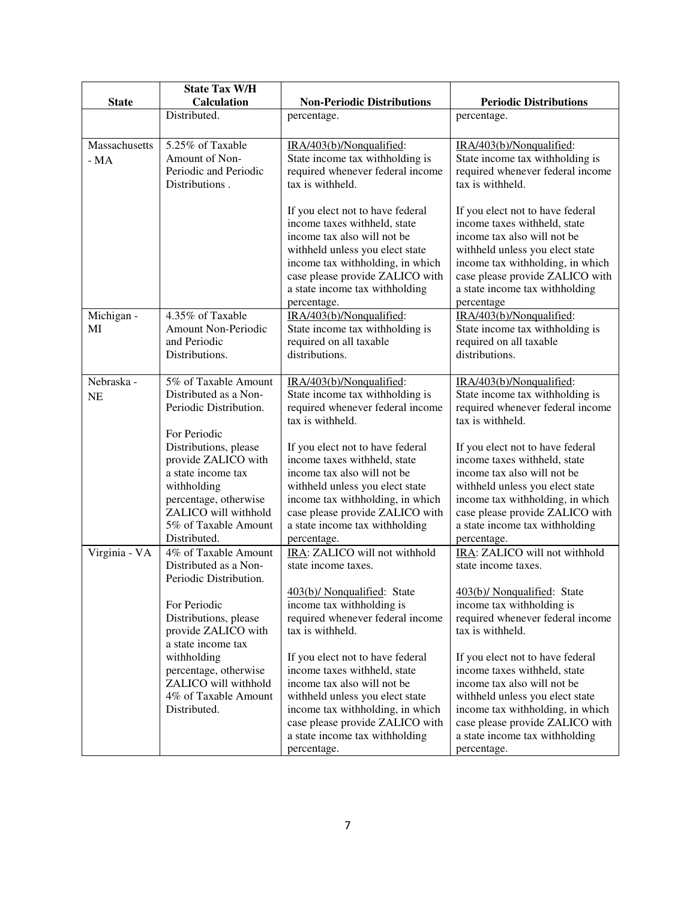| State | State Tax W/H Calculation | Non-Periodic Distributions | Periodic Distributions |
|---|---|---|---|
| | Distributed. | percentage. | percentage. |
| Massachusetts - MA | 5.25% of Taxable Amount of Non-Periodic and Periodic Distributions . | IRA/403(b)/Nonqualified: State income tax withholding is required whenever federal income tax is withheld.<br><br>If you elect not to have federal income taxes withheld, state income tax also will not be withheld unless you elect state income tax withholding, in which case please provide ZALICO with a state income tax withholding percentage. | IRA/403(b)/Nonqualified: State income tax withholding is required whenever federal income tax is withheld.<br><br>If you elect not to have federal income taxes withheld, state income tax also will not be withheld unless you elect state income tax withholding, in which case please provide ZALICO with a state income tax withholding percentage |
| Michigan - MI | 4.35% of Taxable Amount Non-Periodic and Periodic Distributions. | IRA/403(b)/Nonqualified: State income tax withholding is required on all taxable distributions. | IRA/403(b)/Nonqualified: State income tax withholding is required on all taxable distributions. |
| Nebraska - NE | 5% of Taxable Amount Distributed as a Non-Periodic Distribution.<br><br>For Periodic Distributions, please provide ZALICO with a state income tax withholding percentage, otherwise ZALICO will withhold 5% of Taxable Amount Distributed. | IRA/403(b)/Nonqualified: State income tax withholding is required whenever federal income tax is withheld.<br><br>If you elect not to have federal income taxes withheld, state income tax also will not be withheld unless you elect state income tax withholding, in which case please provide ZALICO with a state income tax withholding percentage. | IRA/403(b)/Nonqualified: State income tax withholding is required whenever federal income tax is withheld.<br><br>If you elect not to have federal income taxes withheld, state income tax also will not be withheld unless you elect state income tax withholding, in which case please provide ZALICO with a state income tax withholding percentage. |
| Virginia - VA | 4% of Taxable Amount Distributed as a Non-Periodic Distribution.<br><br>For Periodic Distributions, please provide ZALICO with a state income tax withholding percentage, otherwise ZALICO will withhold 4% of Taxable Amount Distributed. | IRA: ZALICO will not withhold state income taxes.<br><br>403(b)/ Nonqualified: State income tax withholding is required whenever federal income tax is withheld.<br><br>If you elect not to have federal income taxes withheld, state income tax also will not be withheld unless you elect state income tax withholding, in which case please provide ZALICO with a state income tax withholding percentage. | IRA: ZALICO will not withhold state income taxes.<br><br>403(b)/ Nonqualified: State income tax withholding is required whenever federal income tax is withheld.<br><br>If you elect not to have federal income taxes withheld, state income tax also will not be withheld unless you elect state income tax withholding, in which case please provide ZALICO with a state income tax withholding percentage. |